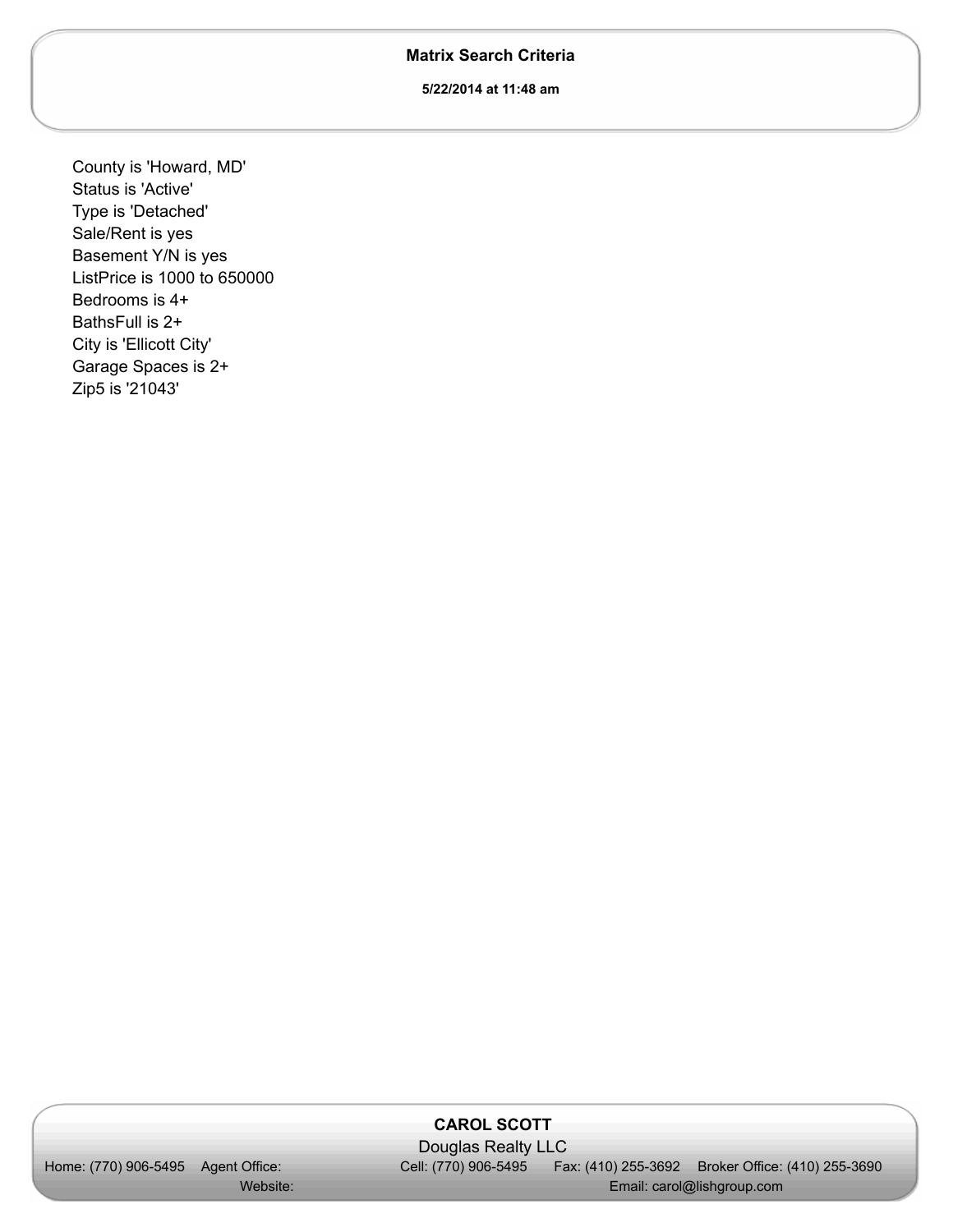## Matrix Search Criteria

**5/22/2014 at 11:48 am**

County is 'Howard, MD'
Status is 'Active'
Type is 'Detached'
Sale/Rent is yes
Basement Y/N is yes
ListPrice is 1000 to 650000
Bedrooms is 4+
BathsFull is 2+
City is 'Ellicott City'
Garage Spaces is 2+
Zip5 is '21043'

**CAROL SCOTT**

Douglas Realty LLC

Home: (770) 906-5495 Agent Office: Cell: (770) 906-5495 Fax: (410) 255-3692 Broker Office: (410) 255-3690

Website: Email: carol@lishgroup.com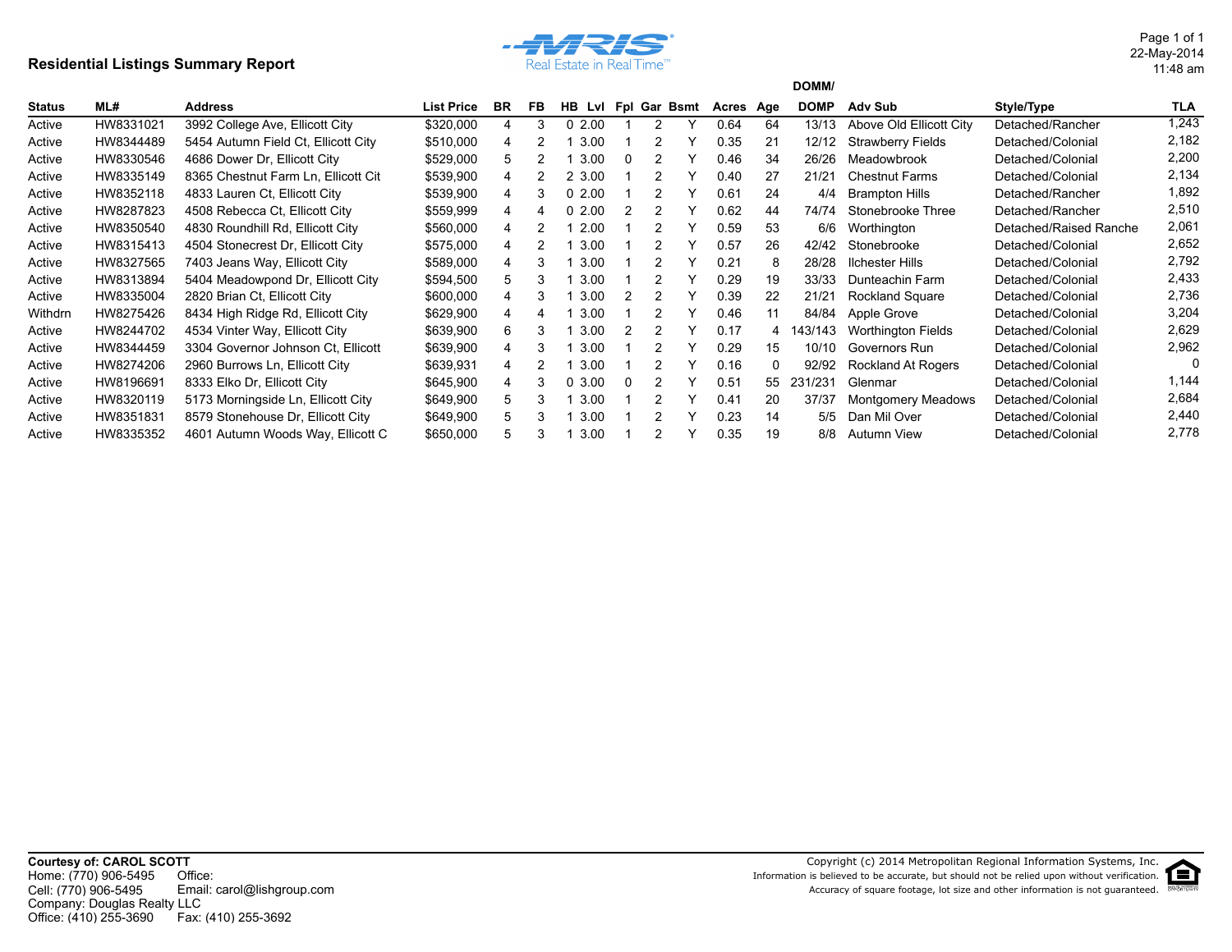## Residential Listings Summary Report

22-May-2014
11:48 am

| Status | ML# | Address | List Price | BR | FB | HB | Lvl | Fpl | Gar | Bsmt | Acres | Age | DOMM/ DOMP | Adv Sub | Style/Type | TLA |
|---|---|---|---|---|---|---|---|---|---|---|---|---|---|---|---|---|
| Active | HW8331021 | 3992 College Ave, Ellicott City | $320,000 | 4 | 3 | 0 | 2.00 | 1 | 2 | Y | 0.64 | 64 | 13/13 | Above Old Ellicott City | Detached/Rancher | 1,243 |
| Active | HW8344489 | 5454 Autumn Field Ct, Ellicott City | $510,000 | 4 | 2 | 1 | 3.00 | 1 | 2 | Y | 0.35 | 21 | 12/12 | Strawberry Fields | Detached/Colonial | 2,182 |
| Active | HW8330546 | 4686 Dower Dr, Ellicott City | $529,000 | 5 | 2 | 1 | 3.00 | 0 | 2 | Y | 0.46 | 34 | 26/26 | Meadowbrook | Detached/Colonial | 2,200 |
| Active | HW8335149 | 8365 Chestnut Farm Ln, Ellicott Cit | $539,900 | 4 | 2 | 2 | 3.00 | 1 | 2 | Y | 0.40 | 27 | 21/21 | Chestnut Farms | Detached/Colonial | 2,134 |
| Active | HW8352118 | 4833 Lauren Ct, Ellicott City | $539,900 | 4 | 3 | 0 | 2.00 | 1 | 2 | Y | 0.61 | 24 | 4/4 | Brampton Hills | Detached/Rancher | 1,892 |
| Active | HW8287823 | 4508 Rebecca Ct, Ellicott City | $559,999 | 4 | 4 | 0 | 2.00 | 2 | 2 | Y | 0.62 | 44 | 74/74 | Stonebrooke Three | Detached/Rancher | 2,510 |
| Active | HW8350540 | 4830 Roundhill Rd, Ellicott City | $560,000 | 4 | 2 | 1 | 2.00 | 1 | 2 | Y | 0.59 | 53 | 6/6 | Worthington | Detached/Raised Ranche | 2,061 |
| Active | HW8315413 | 4504 Stonecrest Dr, Ellicott City | $575,000 | 4 | 2 | 1 | 3.00 | 1 | 2 | Y | 0.57 | 26 | 42/42 | Stonebrooke | Detached/Colonial | 2,652 |
| Active | HW8327565 | 7403 Jeans Way, Ellicott City | $589,000 | 4 | 3 | 1 | 3.00 | 1 | 2 | Y | 0.21 | 8 | 28/28 | Ilchester Hills | Detached/Colonial | 2,792 |
| Active | HW8313894 | 5404 Meadowpond Dr, Ellicott City | $594,500 | 5 | 3 | 1 | 3.00 | 1 | 2 | Y | 0.29 | 19 | 33/33 | Dunteachin Farm | Detached/Colonial | 2,433 |
| Active | HW8335004 | 2820 Brian Ct, Ellicott City | $600,000 | 4 | 3 | 1 | 3.00 | 2 | 2 | Y | 0.39 | 22 | 21/21 | Rockland Square | Detached/Colonial | 2,736 |
| Withdrn | HW8275426 | 8434 High Ridge Rd, Ellicott City | $629,900 | 4 | 4 | 1 | 3.00 | 1 | 2 | Y | 0.46 | 11 | 84/84 | Apple Grove | Detached/Colonial | 3,204 |
| Active | HW8244702 | 4534 Vinter Way, Ellicott City | $639,900 | 6 | 3 | 1 | 3.00 | 2 | 2 | Y | 0.17 | 4 | 143/143 | Worthington Fields | Detached/Colonial | 2,629 |
| Active | HW8344459 | 3304 Governor Johnson Ct, Ellicott | $639,900 | 4 | 3 | 1 | 3.00 | 1 | 2 | Y | 0.29 | 15 | 10/10 | Governors Run | Detached/Colonial | 2,962 |
| Active | HW8274206 | 2960 Burrows Ln, Ellicott City | $639,931 | 4 | 2 | 1 | 3.00 | 1 | 2 | Y | 0.16 | 0 | 92/92 | Rockland At Rogers | Detached/Colonial | 0 |
| Active | HW8196691 | 8333 Elko Dr, Ellicott City | $645,900 | 4 | 3 | 0 | 3.00 | 0 | 2 | Y | 0.51 | 55 | 231/231 | Glenmar | Detached/Colonial | 1,144 |
| Active | HW8320119 | 5173 Morningside Ln, Ellicott City | $649,900 | 5 | 3 | 1 | 3.00 | 1 | 2 | Y | 0.41 | 20 | 37/37 | Montgomery Meadows | Detached/Colonial | 2,684 |
| Active | HW8351831 | 8579 Stonehouse Dr, Ellicott City | $649,900 | 5 | 3 | 1 | 3.00 | 1 | 2 | Y | 0.23 | 14 | 5/5 | Dan Mil Over | Detached/Colonial | 2,440 |
| Active | HW8335352 | 4601 Autumn Woods Way, Ellicott C | $650,000 | 5 | 3 | 1 | 3.00 | 1 | 2 | Y | 0.35 | 19 | 8/8 | Autumn View | Detached/Colonial | 2,778 |

**Courtesy of: CAROL SCOTT**
Home: (770) 906-5495 Office:
Cell: (770) 906-5495 Email: carol@lishgroup.com
Company: Douglas Realty LLC
Office: (410) 255-3690 Fax: (410) 255-3692

Copyright (c) 2014 Metropolitan Regional Information Systems, Inc.
Information is believed to be accurate, but should not be relied upon without verification.
Accuracy of square footage, lot size and other information is not guaranteed.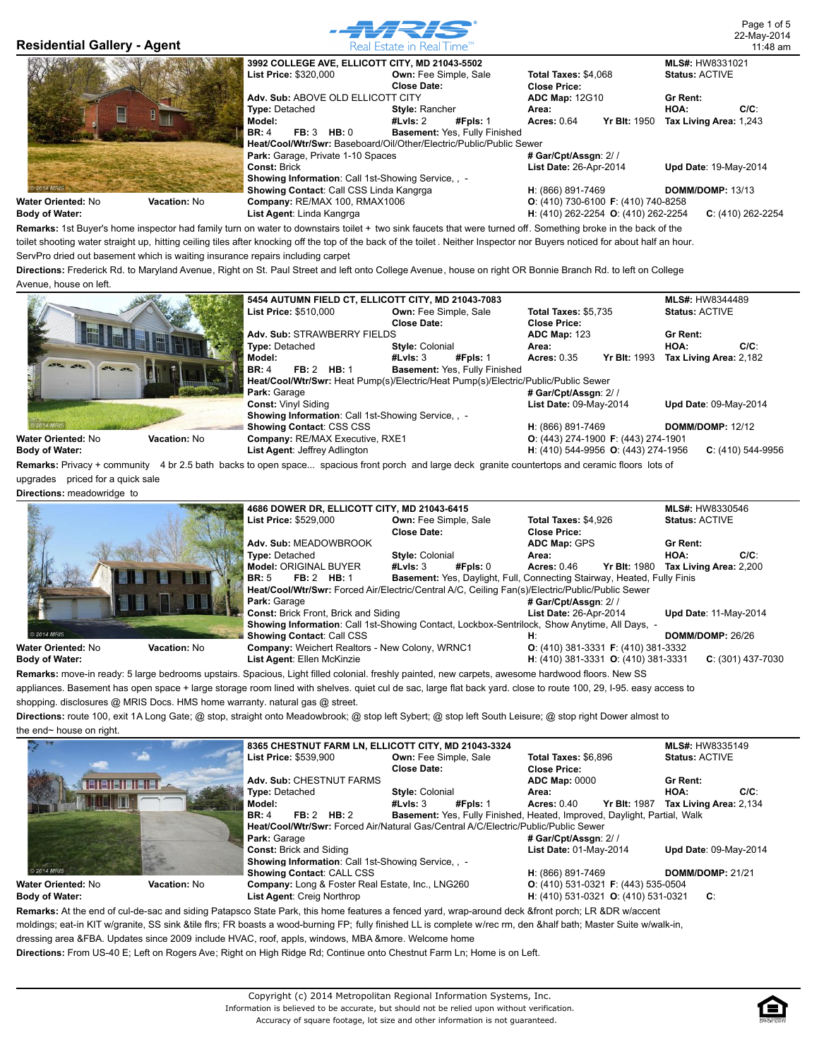## Residential Gallery - Agent

22-May-2014
11:48 am

### 3992 COLLEGE AVE, ELLICOTT CITY, MD 21043-5502

**List Price:** $320,000 | **Own:** Fee Simple, Sale | **Total Taxes:** $4,068 | **MLS#:** HW8331021 | **Status:** ACTIVE
**Close Date:** | **Close Price:**
**Adv. Sub:** ABOVE OLD ELLICOTT CITY | **ADC Map:** 12G10 | **Gr Rent:**
**Type:** Detached | **Style:** Rancher | **Area:** | **HOA:** | **C/C:**
**Model:** | **#Lvls:** 2 | **#Fpls:** 1 | **Acres:** 0.64 | **Yr Blt:** 1950 | **Tax Living Area:** 1,243
**BR:** 4 | **FB:** 3 | **HB:** 0 | **Basement:** Yes, Fully Finished
**Heat/Cool/Wtr/Swr:** Baseboard/Oil/Other/Electric/Public/Public Sewer
**Park:** Garage, Private 1-10 Spaces | **# Gar/Cpt/Assgn:** 2/ /
**Const:** Brick | **List Date:** 26-Apr-2014 | **Upd Date:** 19-May-2014
**Showing Information:** Call 1st-Showing Service, , -
**Showing Contact:** Call CSS Linda Kangrga | **H:** (866) 891-7469 | **DOMM/DOMP:** 13/13
**Water Oriented:** No | **Vacation:** No | **Company:** RE/MAX 100, RMAX1006 | **O:** (410) 730-6100 **F:** (410) 740-8258
**Body of Water:** | **List Agent:** Linda Kangrga | **H:** (410) 262-2254 **O:** (410) 262-2254 **C:** (410) 262-2254

**Remarks:** 1st Buyer's home inspector had family turn on water to downstairs toilet + two sink faucets that were turned off. Something broke in the back of the toilet shooting water straight up, hitting ceiling tiles after knocking off the top of the back of the toilet . Neither Inspector nor Buyers noticed for about half an hour. ServPro dried out basement which is waiting insurance repairs including carpet

**Directions:** Frederick Rd. to Maryland Avenue, Right on St. Paul Street and left onto College Avenue, house on right OR Bonnie Branch Rd. to left on College Avenue, house on left.

### 5454 AUTUMN FIELD CT, ELLICOTT CITY, MD 21043-7083

**List Price:** $510,000 | **Own:** Fee Simple, Sale | **Total Taxes:** $5,735 | **MLS#:** HW8344489 | **Status:** ACTIVE
**Close Date:** | **Close Price:**
**Adv. Sub:** STRAWBERRY FIELDS | **ADC Map:** 123 | **Gr Rent:**
**Type:** Detached | **Style:** Colonial | **Area:** | **HOA:** | **C/C:**
**Model:** | **#Lvls:** 3 | **#Fpls:** 1 | **Acres:** 0.35 | **Yr Blt:** 1993 | **Tax Living Area:** 2,182
**BR:** 4 | **FB:** 2 | **HB:** 1 | **Basement:** Yes, Fully Finished
**Heat/Cool/Wtr/Swr:** Heat Pump(s)/Electric/Heat Pump(s)/Electric/Public/Public Sewer
**Park:** Garage | **# Gar/Cpt/Assgn:** 2/ /
**Const:** Vinyl Siding | **List Date:** 09-May-2014 | **Upd Date:** 09-May-2014
**Showing Information:** Call 1st-Showing Service, , -
**Showing Contact:** CSS CSS | **H:** (866) 891-7469 | **DOMM/DOMP:** 12/12
**Water Oriented:** No | **Vacation:** No | **Company:** RE/MAX Executive, RXE1 | **O:** (443) 274-1900 **F:** (443) 274-1901
**Body of Water:** | **List Agent:** Jeffrey Adlington | **H:** (410) 544-9956 **O:** (443) 274-1956 **C:** (410) 544-9956

**Remarks:** Privacy + community 4 br 2.5 bath backs to open space... spacious front porch and large deck granite countertops and ceramic floors lots of upgrades priced for a quick sale

**Directions:** meadowridge to

### 4686 DOWER DR, ELLICOTT CITY, MD 21043-6415

**List Price:** $529,000 | **Own:** Fee Simple, Sale | **Total Taxes:** $4,926 | **MLS#:** HW8330546 | **Status:** ACTIVE
**Close Date:** | **Close Price:**
**Adv. Sub:** MEADOWBROOK | **ADC Map:** GPS | **Gr Rent:**
**Type:** Detached | **Style:** Colonial | **Area:** | **HOA:** | **C/C:**
**Model:** ORIGINAL BUYER | **#Lvls:** 3 | **#Fpls:** 0 | **Acres:** 0.46 | **Yr Blt:** 1980 | **Tax Living Area:** 2,200
**BR:** 5 | **FB:** 2 | **HB:** 1 | **Basement:** Yes, Daylight, Full, Connecting Stairway, Heated, Fully Finis
**Heat/Cool/Wtr/Swr:** Forced Air/Electric/Central A/C, Ceiling Fan(s)/Electric/Public/Public Sewer
**Park:** Garage | **# Gar/Cpt/Assgn:** 2/ /
**Const:** Brick Front, Brick and Siding | **List Date:** 26-Apr-2014 | **Upd Date:** 11-May-2014
**Showing Information:** Call 1st-Showing Contact, Lockbox-Sentrilock, Show Anytime, All Days, -
**Showing Contact:** Call CSS | **H:** | **DOMM/DOMP:** 26/26
**Water Oriented:** No | **Vacation:** No | **Company:** Weichert Realtors - New Colony, WRNC1 | **O:** (410) 381-3331 **F:** (410) 381-3332
**Body of Water:** | **List Agent:** Ellen McKinzie | **H:** (410) 381-3331 **O:** (410) 381-3331 **C:** (301) 437-7030

**Remarks:** move-in ready: 5 large bedrooms upstairs. Spacious, Light filled colonial. freshly painted, new carpets, awesome hardwood floors. New SS appliances. Basement has open space + large storage room lined with shelves. quiet cul de sac, large flat back yard. close to route 100, 29, I-95. easy access to shopping. disclosures @ MRIS Docs. HMS home warranty. natural gas @ street.

**Directions:** route 100, exit 1A Long Gate; @ stop, straight onto Meadowbrook; @ stop left Sybert; @ stop left South Leisure; @ stop right Dower almost to the end~ house on right.

### 8365 CHESTNUT FARM LN, ELLICOTT CITY, MD 21043-3324

**List Price:** $539,900 | **Own:** Fee Simple, Sale | **Total Taxes:** $6,896 | **MLS#:** HW8335149 | **Status:** ACTIVE
**Close Date:** | **Close Price:**
**Adv. Sub:** CHESTNUT FARMS | **ADC Map:** 0000 | **Gr Rent:**
**Type:** Detached | **Style:** Colonial | **Area:** | **HOA:** | **C/C:**
**Model:** | **#Lvls:** 3 | **#Fpls:** 1 | **Acres:** 0.40 | **Yr Blt:** 1987 | **Tax Living Area:** 2,134
**BR:** 4 | **FB:** 2 | **HB:** 2 | **Basement:** Yes, Fully Finished, Heated, Improved, Daylight, Partial, Walk
**Heat/Cool/Wtr/Swr:** Forced Air/Natural Gas/Central A/C/Electric/Public/Public Sewer
**Park:** Garage | **# Gar/Cpt/Assgn:** 2/ /
**Const:** Brick and Siding | **List Date:** 01-May-2014 | **Upd Date:** 09-May-2014
**Showing Information:** Call 1st-Showing Service, , -
**Showing Contact:** CALL CSS | **H:** (866) 891-7469 | **DOMM/DOMP:** 21/21
**Water Oriented:** No | **Vacation:** No | **Company:** Long & Foster Real Estate, Inc., LNG260 | **O:** (410) 531-0321 **F:** (443) 535-0504
**Body of Water:** | **List Agent:** Creig Northrop | **H:** (410) 531-0321 **O:** (410) 531-0321 **C:**

**Remarks:** At the end of cul-de-sac and siding Patapsco State Park, this home features a fenced yard, wrap-around deck &front porch; LR &DR w/accent moldings; eat-in KIT w/granite, SS sink &tile flrs; FR boasts a wood-burning FP; fully finished LL is complete w/rec rm, den &half bath; Master Suite w/walk-in, dressing area &FBA. Updates since 2009 include HVAC, roof, appls, windows, MBA &more. Welcome home

**Directions:** From US-40 E; Left on Rogers Ave; Right on High Ridge Rd; Continue onto Chestnut Farm Ln; Home is on Left.

Copyright (c) 2014 Metropolitan Regional Information Systems, Inc.
Information is believed to be accurate, but should not be relied upon without verification.
Accuracy of square footage, lot size and other information is not guaranteed.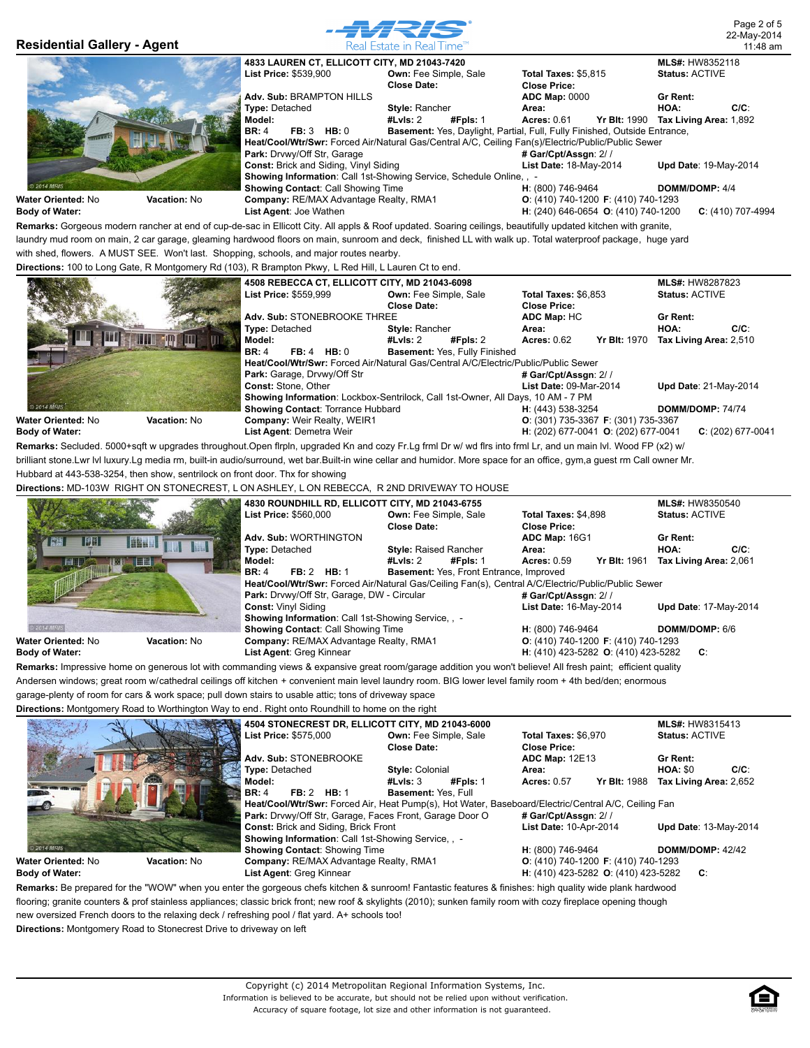## Residential Gallery - Agent

### 4833 LAUREN CT, ELLICOTT CITY, MD 21043-7420

**MLS#:** HW8352118
**List Price:** $539,900 | **Own:** Fee Simple, Sale | **Total Taxes:** $5,815 | **Status:** ACTIVE
**Close Date:** | **Close Price:**
**Adv. Sub:** BRAMPTON HILLS | **ADC Map:** 0000 | **Gr Rent:**
**Type:** Detached | **Style:** Rancher | **Area:** | **HOA:** | **C/C:**
**Model:** | **#Lvls:** 2 | **#Fpls:** 1 | **Acres:** 0.61 | **Yr Blt:** 1990 | **Tax Living Area:** 1,892
**BR:** 4 **FB:** 3 **HB:** 0 | **Basement:** Yes, Daylight, Partial, Full, Fully Finished, Outside Entrance,
**Heat/Cool/Wtr/Swr:** Forced Air/Natural Gas/Central A/C, Ceiling Fan(s)/Electric/Public/Public Sewer
**Park:** Drvwy/Off Str, Garage | **# Gar/Cpt/Assgn:** 2/ /
**Const:** Brick and Siding, Vinyl Siding | **List Date:** 18-May-2014 | **Upd Date:** 19-May-2014
**Showing Information:** Call 1st-Showing Service, Schedule Online, , -
**Showing Contact:** Call Showing Time | **H:** (800) 746-9464 | **DOMM/DOMP:** 4/4
**Water Oriented:** No | **Vacation:** No | **Company:** RE/MAX Advantage Realty, RMA1 | **O:** (410) 740-1200 **F:** (410) 740-1293
**Body of Water:** | **List Agent:** Joe Wathen | **H:** (240) 646-0654 **O:** (410) 740-1200 **C:** (410) 707-4994

**Remarks:** Gorgeous modern rancher at end of cup-de-sac in Ellicott City. All appls & Roof updated. Soaring ceilings, beautifully updated kitchen with granite, laundry mud room on main, 2 car garage, gleaming hardwood floors on main, sunroom and deck, finished LL with walk up. Total waterproof package, huge yard with shed, flowers. A MUST SEE. Won't last. Shopping, schools, and major routes nearby.

**Directions:** 100 to Long Gate, R Montgomery Rd (103), R Brampton Pkwy, L Red Hill, L Lauren Ct to end.

### 4508 REBECCA CT, ELLICOTT CITY, MD 21043-6098

**MLS#:** HW8287823
**List Price:** $559,999 | **Own:** Fee Simple, Sale | **Total Taxes:** $6,853 | **Status:** ACTIVE
**Close Date:** | **Close Price:**
**Adv. Sub:** STONEBROOKE THREE | **ADC Map:** HC | **Gr Rent:**
**Type:** Detached | **Style:** Rancher | **Area:** | **HOA:** | **C/C:**
**Model:** | **#Lvls:** 2 | **#Fpls:** 2 | **Acres:** 0.62 | **Yr Blt:** 1970 | **Tax Living Area:** 2,510
**BR:** 4 **FB:** 4 **HB:** 0 | **Basement:** Yes, Fully Finished
**Heat/Cool/Wtr/Swr:** Forced Air/Natural Gas/Central A/C/Electric/Public/Public Sewer
**Park:** Garage, Drvwy/Off Str | **# Gar/Cpt/Assgn:** 2/ /
**Const:** Stone, Other | **List Date:** 09-Mar-2014 | **Upd Date:** 21-May-2014
**Showing Information:** Lockbox-Sentrilock, Call 1st-Owner, All Days, 10 AM - 7 PM
**Showing Contact:** Torrance Hubbard | **H:** (443) 538-3254 | **DOMM/DOMP:** 74/74
**Water Oriented:** No | **Vacation:** No | **Company:** Weir Realty, WEIR1 | **O:** (301) 735-3367 **F:** (301) 735-3367
**Body of Water:** | **List Agent:** Demetra Weir | **H:** (202) 677-0041 **O:** (202) 677-0041 **C:** (202) 677-0041

**Remarks:** Secluded. 5000+sqft w upgrades throughout.Open flrpln, upgraded Kn and cozy Fr.Lg frml Dr w/ wd flrs into frml Lr, and un main lvl. Wood FP (x2) w/ brilliant stone.Lwr lvl luxury.Lg media rm, built-in audio/surround, wet bar.Built-in wine cellar and humidor. More space for an office, gym,a guest rm Call owner Mr. Hubbard at 443-538-3254, then show, sentrilock on front door. Thx for showing

**Directions:** MD-103W RIGHT ON STONECREST, L ON ASHLEY, L ON REBECCA, R 2ND DRIVEWAY TO HOUSE

### 4830 ROUNDHILL RD, ELLICOTT CITY, MD 21043-6755

**MLS#:** HW8350540
**List Price:** $560,000 | **Own:** Fee Simple, Sale | **Total Taxes:** $4,898 | **Status:** ACTIVE
**Close Date:** | **Close Price:**
**Adv. Sub:** WORTHINGTON | **ADC Map:** 16G1 | **Gr Rent:**
**Type:** Detached | **Style:** Raised Rancher | **Area:** | **HOA:** | **C/C:**
**Model:** | **#Lvls:** 2 | **#Fpls:** 1 | **Acres:** 0.59 | **Yr Blt:** 1961 | **Tax Living Area:** 2,061
**BR:** 4 **FB:** 2 **HB:** 1 | **Basement:** Yes, Front Entrance, Improved
**Heat/Cool/Wtr/Swr:** Forced Air/Natural Gas/Ceiling Fan(s), Central A/C/Electric/Public/Public Sewer
**Park:** Drvwy/Off Str, Garage, DW - Circular | **# Gar/Cpt/Assgn:** 2/ /
**Const:** Vinyl Siding | **List Date:** 16-May-2014 | **Upd Date:** 17-May-2014
**Showing Information:** Call 1st-Showing Service, , -
**Showing Contact:** Call Showing Time | **H:** (800) 746-9464 | **DOMM/DOMP:** 6/6
**Water Oriented:** No | **Vacation:** No | **Company:** RE/MAX Advantage Realty, RMA1 | **O:** (410) 740-1200 **F:** (410) 740-1293
**Body of Water:** | **List Agent:** Greg Kinnear | **H:** (410) 423-5282 **O:** (410) 423-5282 **C:**

**Remarks:** Impressive home on generous lot with commanding views & expansive great room/garage addition you won't believe! All fresh paint; efficient quality Andersen windows; great room w/cathedral ceilings off kitchen + convenient main level laundry room. BIG lower level family room + 4th bed/den; enormous garage-plenty of room for cars & work space; pull down stairs to usable attic; tons of driveway space

**Directions:** Montgomery Road to Worthington Way to end. Right onto Roundhill to home on the right

### 4504 STONECREST DR, ELLICOTT CITY, MD 21043-6000

**MLS#:** HW8315413
**List Price:** $575,000 | **Own:** Fee Simple, Sale | **Total Taxes:** $6,970 | **Status:** ACTIVE
**Close Date:** | **Close Price:**
**Adv. Sub:** STONEBROOKE | **ADC Map:** 12E13 | **Gr Rent:**
**Type:** Detached | **Style:** Colonial | **Area:** | **HOA:** $0 | **C/C:**
**Model:** | **#Lvls:** 3 | **#Fpls:** 1 | **Acres:** 0.57 | **Yr Blt:** 1988 | **Tax Living Area:** 2,652
**BR:** 4 **FB:** 2 **HB:** 1 | **Basement:** Yes, Full
**Heat/Cool/Wtr/Swr:** Forced Air, Heat Pump(s), Hot Water, Baseboard/Electric/Central A/C, Ceiling Fan
**Park:** Drvwy/Off Str, Garage, Faces Front, Garage Door O | **# Gar/Cpt/Assgn:** 2/ /
**Const:** Brick and Siding, Brick Front | **List Date:** 10-Apr-2014 | **Upd Date:** 13-May-2014
**Showing Information:** Call 1st-Showing Service, , -
**Showing Contact:** Showing Time | **H:** (800) 746-9464 | **DOMM/DOMP:** 42/42
**Water Oriented:** No | **Vacation:** No | **Company:** RE/MAX Advantage Realty, RMA1 | **O:** (410) 740-1200 **F:** (410) 740-1293
**Body of Water:** | **List Agent:** Greg Kinnear | **H:** (410) 423-5282 **O:** (410) 423-5282 **C:**

**Remarks:** Be prepared for the "WOW" when you enter the gorgeous chefs kitchen & sunroom! Fantastic features & finishes: high quality wide plank hardwood flooring; granite counters & prof stainless appliances; classic brick front; new roof & skylights (2010); sunken family room with cozy fireplace opening though new oversized French doors to the relaxing deck / refreshing pool / flat yard. A+ schools too!

**Directions:** Montgomery Road to Stonecrest Drive to driveway on left

Copyright (c) 2014 Metropolitan Regional Information Systems, Inc.
Information is believed to be accurate, but should not be relied upon without verification.
Accuracy of square footage, lot size and other information is not guaranteed.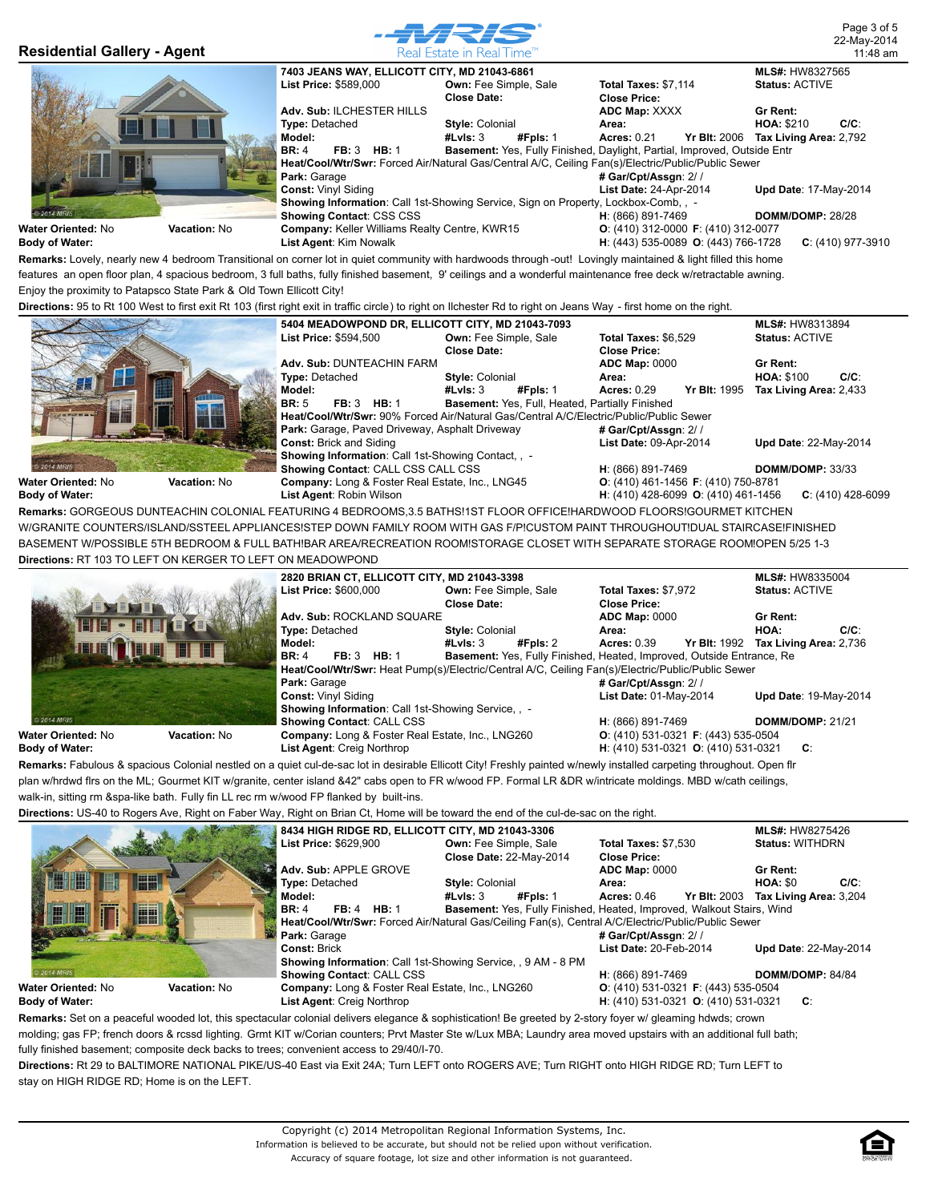## Residential Gallery - Agent

Real Estate in Real Time™

### 7403 JEANS WAY, ELLICOTT CITY, MD 21043-6861

| | | | |
|---|---|---|---|
| **List Price:** $589,000 | **Own:** Fee Simple, Sale | **Total Taxes:** $7,114 | **MLS#:** HW8327565 |
| | **Close Date:** | **Close Price:** | **Status:** ACTIVE |
| **Adv. Sub:** ILCHESTER HILLS | | **ADC Map:** XXXX | **Gr Rent:** |
| **Type:** Detached | **Style:** Colonial | **Area:** | **HOA:** $210 **C/C:** |
| **Model:** | **#Lvls:** 3 **#Fpls:** 1 | **Acres:** 0.21 **Yr Blt:** 2006 | **Tax Living Area:** 2,792 |
| **BR:** 4 **FB:** 3 **HB:** 1 | **Basement:** Yes, Fully Finished, Daylight, Partial, Improved, Outside Entr | | |

**Heat/Cool/Wtr/Swr:** Forced Air/Natural Gas/Central A/C, Ceiling Fan(s)/Electric/Public/Public Sewer
**Park:** Garage | **# Gar/Cpt/Assgn:** 2/ /
**Const:** Vinyl Siding | **List Date:** 24-Apr-2014 | **Upd Date:** 17-May-2014
**Showing Information:** Call 1st-Showing Service, Sign on Property, Lockbox-Comb, , -
**Showing Contact:** CSS CSS | **H:** (866) 891-7469 | **DOMM/DOMP:** 28/28
**Water Oriented:** No **Vacation:** No | **Company:** Keller Williams Realty Centre, KWR15 | **O:** (410) 312-0000 **F:** (410) 312-0077
**Body of Water:** | **List Agent:** Kim Nowalk | **H:** (443) 535-0089 **O:** (443) 766-1728 **C:** (410) 977-3910

**Remarks:** Lovely, nearly new 4 bedroom Transitional on corner lot in quiet community with hardwoods through-out! Lovingly maintained & light filled this home features an open floor plan, 4 spacious bedroom, 3 full baths, fully finished basement, 9' ceilings and a wonderful maintenance free deck w/retractable awning. Enjoy the proximity to Patapsco State Park & Old Town Ellicott City!

**Directions:** 95 to Rt 100 West to first exit Rt 103 (first right exit in traffic circle) to right on Ilchester Rd to right on Jeans Way - first home on the right.

### 5404 MEADOWPOND DR, ELLICOTT CITY, MD 21043-7093

| | | | |
|---|---|---|---|
| **List Price:** $594,500 | **Own:** Fee Simple, Sale | **Total Taxes:** $6,529 | **MLS#:** HW8313894 |
| | **Close Date:** | **Close Price:** | **Status:** ACTIVE |
| **Adv. Sub:** DUNTEACHIN FARM | | **ADC Map:** 0000 | **Gr Rent:** |
| **Type:** Detached | **Style:** Colonial | **Area:** | **HOA:** $100 **C/C:** |
| **Model:** | **#Lvls:** 3 **#Fpls:** 1 | **Acres:** 0.29 **Yr Blt:** 1995 | **Tax Living Area:** 2,433 |
| **BR:** 5 **FB:** 3 **HB:** 1 | **Basement:** Yes, Full, Heated, Partially Finished | | |

**Heat/Cool/Wtr/Swr:** 90% Forced Air/Natural Gas/Central A/C/Electric/Public/Public Sewer
**Park:** Garage, Paved Driveway, Asphalt Driveway | **# Gar/Cpt/Assgn:** 2/ /
**Const:** Brick and Siding | **List Date:** 09-Apr-2014 | **Upd Date:** 22-May-2014
**Showing Information:** Call 1st-Showing Contact, , -
**Showing Contact:** CALL CSS CALL CSS | **H:** (866) 891-7469 | **DOMM/DOMP:** 33/33
**Water Oriented:** No **Vacation:** No | **Company:** Long & Foster Real Estate, Inc., LNG45 | **O:** (410) 461-1456 **F:** (410) 750-8781
**Body of Water:** | **List Agent:** Robin Wilson | **H:** (410) 428-6099 **O:** (410) 461-1456 **C:** (410) 428-6099

**Remarks:** GORGEOUS DUNTEACHIN COLONIAL FEATURING 4 BEDROOMS,3.5 BATHS!1ST FLOOR OFFICE!HARDWOOD FLOORS!GOURMET KITCHEN W/GRANITE COUNTERS/ISLAND/SSTEEL APPLIANCES!STEP DOWN FAMILY ROOM WITH GAS F/P!CUSTOM PAINT THROUGHOUT!DUAL STAIRCASE!FINISHED BASEMENT W/POSSIBLE 5TH BEDROOM & FULL BATH!BAR AREA/RECREATION ROOM!STORAGE CLOSET WITH SEPARATE STORAGE ROOM!OPEN 5/25 1-3

**Directions:** RT 103 TO LEFT ON KERGER TO LEFT ON MEADOWPOND

### 2820 BRIAN CT, ELLICOTT CITY, MD 21043-3398

| | | | |
|---|---|---|---|
| **List Price:** $600,000 | **Own:** Fee Simple, Sale | **Total Taxes:** $7,972 | **MLS#:** HW8335004 |
| | **Close Date:** | **Close Price:** | **Status:** ACTIVE |
| **Adv. Sub:** ROCKLAND SQUARE | | **ADC Map:** 0000 | **Gr Rent:** |
| **Type:** Detached | **Style:** Colonial | **Area:** | **HOA:** **C/C:** |
| **Model:** | **#Lvls:** 3 **#Fpls:** 2 | **Acres:** 0.39 **Yr Blt:** 1992 | **Tax Living Area:** 2,736 |
| **BR:** 4 **FB:** 3 **HB:** 1 | **Basement:** Yes, Fully Finished, Heated, Improved, Outside Entrance, Re | | |

**Heat/Cool/Wtr/Swr:** Heat Pump(s)/Electric/Central A/C, Ceiling Fan(s)/Electric/Public/Public Sewer
**Park:** Garage | **# Gar/Cpt/Assgn:** 2/ /
**Const:** Vinyl Siding | **List Date:** 01-May-2014 | **Upd Date:** 19-May-2014
**Showing Information:** Call 1st-Showing Service, , -
**Showing Contact:** CALL CSS | **H:** (866) 891-7469 | **DOMM/DOMP:** 21/21
**Water Oriented:** No **Vacation:** No | **Company:** Long & Foster Real Estate, Inc., LNG260 | **O:** (410) 531-0321 **F:** (443) 535-0504
**Body of Water:** | **List Agent:** Creig Northrop | **H:** (410) 531-0321 **O:** (410) 531-0321 **C:**

**Remarks:** Fabulous & spacious Colonial nestled on a quiet cul-de-sac lot in desirable Ellicott City! Freshly painted w/newly installed carpeting throughout. Open flr plan w/hrdwd flrs on the ML; Gourmet KIT w/granite, center island &42" cabs open to FR w/wood FP. Formal LR &DR w/intricate moldings. MBD w/cath ceilings, walk-in, sitting rm &spa-like bath. Fully fin LL rec rm w/wood FP flanked by built-ins.

**Directions:** US-40 to Rogers Ave, Right on Faber Way, Right on Brian Ct, Home will be toward the end of the cul-de-sac on the right.

### 8434 HIGH RIDGE RD, ELLICOTT CITY, MD 21043-3306

| | | | |
|---|---|---|---|
| **List Price:** $629,900 | **Own:** Fee Simple, Sale | **Total Taxes:** $7,530 | **MLS#:** HW8275426 |
| | **Close Date:** 22-May-2014 | **Close Price:** | **Status:** WITHDRN |
| **Adv. Sub:** APPLE GROVE | | **ADC Map:** 0000 | **Gr Rent:** |
| **Type:** Detached | **Style:** Colonial | **Area:** | **HOA:** $0 **C/C:** |
| **Model:** | **#Lvls:** 3 **#Fpls:** 1 | **Acres:** 0.46 **Yr Blt:** 2003 | **Tax Living Area:** 3,204 |
| **BR:** 4 **FB:** 4 **HB:** 1 | **Basement:** Yes, Fully Finished, Heated, Improved, Walkout Stairs, Wind | | |

**Heat/Cool/Wtr/Swr:** Forced Air/Natural Gas/Ceiling Fan(s), Central A/C/Electric/Public/Public Sewer
**Park:** Garage | **# Gar/Cpt/Assgn:** 2/ /
**Const:** Brick | **List Date:** 20-Feb-2014 | **Upd Date:** 22-May-2014
**Showing Information:** Call 1st-Showing Service, , 9 AM - 8 PM
**Showing Contact:** CALL CSS | **H:** (866) 891-7469 | **DOMM/DOMP:** 84/84
**Water Oriented:** No **Vacation:** No | **Company:** Long & Foster Real Estate, Inc., LNG260 | **O:** (410) 531-0321 **F:** (443) 535-0504
**Body of Water:** | **List Agent:** Creig Northrop | **H:** (410) 531-0321 **O:** (410) 531-0321 **C:**

**Remarks:** Set on a peaceful wooded lot, this spectacular colonial delivers elegance & sophistication! Be greeted by 2-story foyer w/ gleaming hdwds; crown molding; gas FP; french doors & rcssd lighting. Grmt KIT w/Corian counters; Prvt Master Ste w/Lux MBA; Laundry area moved upstairs with an additional full bath; fully finished basement; composite deck backs to trees; convenient access to 29/40/I-70.

**Directions:** Rt 29 to BALTIMORE NATIONAL PIKE/US-40 East via Exit 24A; Turn LEFT onto ROGERS AVE; Turn RIGHT onto HIGH RIDGE RD; Turn LEFT to stay on HIGH RIDGE RD; Home is on the LEFT.

Copyright (c) 2014 Metropolitan Regional Information Systems, Inc.
Information is believed to be accurate, but should not be relied upon without verification.
Accuracy of square footage, lot size and other information is not guaranteed.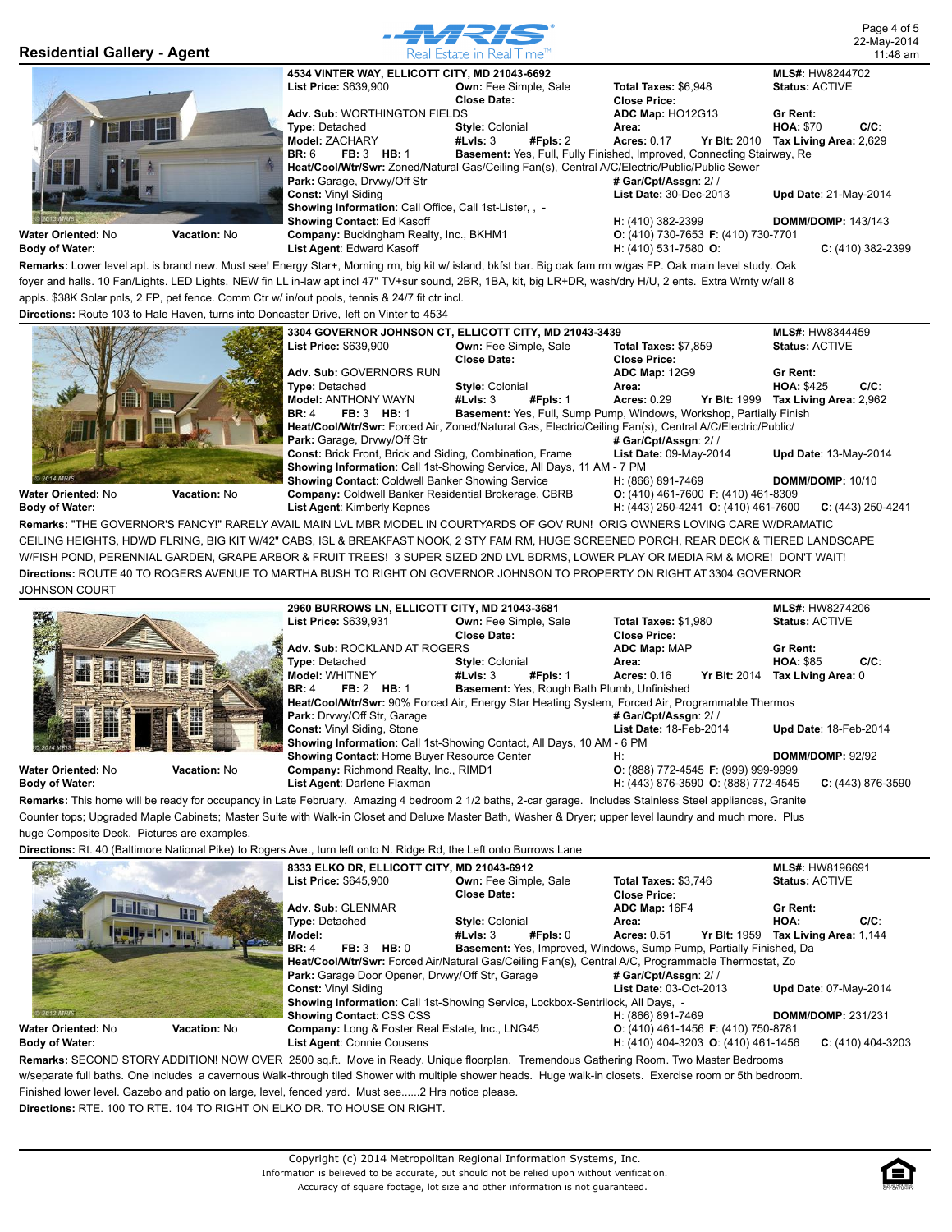## Residential Gallery - Agent

MRIS Real Estate in Real Time™

22-May-2014
11:48 am

---

**4534 VINTER WAY, ELLICOTT CITY, MD 21043-6692** | **MLS#:** HW8244702

**List Price:** $639,900 | **Own:** Fee Simple, Sale | **Total Taxes:** $6,948 | **Status:** ACTIVE
**Close Date:** | **Close Price:**
**Adv. Sub:** WORTHINGTON FIELDS | **ADC Map:** HO12G13 | **Gr Rent:**
**Type:** Detached | **Style:** Colonial | **Area:** | **HOA:** $70 | **C/C:**
**Model:** ZACHARY | **#Lvls:** 3 | **#Fpls:** 2 | **Acres:** 0.17 | **Yr Blt:** 2010 | **Tax Living Area:** 2,629
**BR:** 6 **FB:** 3 **HB:** 1 | **Basement:** Yes, Full, Fully Finished, Improved, Connecting Stairway, Re
**Heat/Cool/Wtr/Swr:** Zoned/Natural Gas/Ceiling Fan(s), Central A/C/Electric/Public/Public Sewer
**Park:** Garage, Drvwy/Off Str | **# Gar/Cpt/Assgn:** 2/ /
**Const:** Vinyl Siding | **List Date:** 30-Dec-2013 | **Upd Date:** 21-May-2014
**Showing Information:** Call Office, Call 1st-Lister, , -
**Showing Contact:** Ed Kasoff | **H:** (410) 382-2399 | **DOMM/DOMP:** 143/143
**Water Oriented:** No | **Vacation:** No | **Company:** Buckingham Realty, Inc., BKHM1 | **O:** (410) 730-7653 **F:** (410) 730-7701
**Body of Water:** | **List Agent:** Edward Kasoff | **H:** (410) 531-7580 **O:** | **C:** (410) 382-2399

**Remarks:** Lower level apt. is brand new. Must see! Energy Star+, Morning rm, big kit w/ island, bkfst bar. Big oak fam rm w/gas FP. Oak main level study. Oak foyer and halls. 10 Fan/Lights. LED Lights. NEW fin LL in-law apt incl 47" TV+sur sound, 2BR, 1BA, kit, big LR+DR, wash/dry H/U, 2 ents. Extra Wrnty w/all 8 appls. $38K Solar pnls, 2 FP, pet fence. Comm Ctr w/ in/out pools, tennis & 24/7 fit ctr incl.
**Directions:** Route 103 to Hale Haven, turns into Doncaster Drive, left on Vinter to 4534

---

**3304 GOVERNOR JOHNSON CT, ELLICOTT CITY, MD 21043-3439** | **MLS#:** HW8344459

**List Price:** $639,900 | **Own:** Fee Simple, Sale | **Total Taxes:** $7,859 | **Status:** ACTIVE
**Close Date:** | **Close Price:**
**Adv. Sub:** GOVERNORS RUN | **ADC Map:** 12G9 | **Gr Rent:**
**Type:** Detached | **Style:** Colonial | **Area:** | **HOA:** $425 | **C/C:**
**Model:** ANTHONY WAYN | **#Lvls:** 3 | **#Fpls:** 1 | **Acres:** 0.29 | **Yr Blt:** 1999 | **Tax Living Area:** 2,962
**BR:** 4 **FB:** 3 **HB:** 1 | **Basement:** Yes, Full, Sump Pump, Windows, Workshop, Partially Finish
**Heat/Cool/Wtr/Swr:** Forced Air, Zoned/Natural Gas, Electric/Ceiling Fan(s), Central A/C/Electric/Public/
**Park:** Garage, Drvwy/Off Str | **# Gar/Cpt/Assgn:** 2/ /
**Const:** Brick Front, Brick and Siding, Combination, Frame | **List Date:** 09-May-2014 | **Upd Date:** 13-May-2014
**Showing Information:** Call 1st-Showing Service, All Days, 11 AM - 7 PM
**Showing Contact:** Coldwell Banker Showing Service | **H:** (866) 891-7469 | **DOMM/DOMP:** 10/10
**Water Oriented:** No | **Vacation:** No | **Company:** Coldwell Banker Residential Brokerage, CBRB | **O:** (410) 461-7600 **F:** (410) 461-8309
**Body of Water:** | **List Agent:** Kimberly Kepnes | **H:** (443) 250-4241 **O:** (410) 461-7600 | **C:** (443) 250-4241

**Remarks:** "THE GOVERNOR'S FANCY!" RARELY AVAIL MAIN LVL MBR MODEL IN COURTYARDS OF GOV RUN! ORIG OWNERS LOVING CARE W/DRAMATIC CEILING HEIGHTS, HDWD FLRING, BIG KIT W/42" CABS, ISL & BREAKFAST NOOK, 2 STY FAM RM, HUGE SCREENED PORCH, REAR DECK & TIERED LANDSCAPE W/FISH POND, PERENNIAL GARDEN, GRAPE ARBOR & FRUIT TREES! 3 SUPER SIZED 2ND LVL BDRMS, LOWER PLAY OR MEDIA RM & MORE! DON'T WAIT!
**Directions:** ROUTE 40 TO ROGERS AVENUE TO MARTHA BUSH TO RIGHT ON GOVERNOR JOHNSON TO PROPERTY ON RIGHT AT 3304 GOVERNOR JOHNSON COURT

---

**2960 BURROWS LN, ELLICOTT CITY, MD 21043-3681** | **MLS#:** HW8274206

**List Price:** $639,931 | **Own:** Fee Simple, Sale | **Total Taxes:** $1,980 | **Status:** ACTIVE
**Close Date:** | **Close Price:**
**Adv. Sub:** ROCKLAND AT ROGERS | **ADC Map:** MAP | **Gr Rent:**
**Type:** Detached | **Style:** Colonial | **Area:** | **HOA:** $85 | **C/C:**
**Model:** WHITNEY | **#Lvls:** 3 | **#Fpls:** 1 | **Acres:** 0.16 | **Yr Blt:** 2014 | **Tax Living Area:** 0
**BR:** 4 **FB:** 2 **HB:** 1 | **Basement:** Yes, Rough Bath Plumb, Unfinished
**Heat/Cool/Wtr/Swr:** 90% Forced Air, Energy Star Heating System, Forced Air, Programmable Thermos
**Park:** Drvwy/Off Str, Garage | **# Gar/Cpt/Assgn:** 2/ /
**Const:** Vinyl Siding, Stone | **List Date:** 18-Feb-2014 | **Upd Date:** 18-Feb-2014
**Showing Information:** Call 1st-Showing Contact, All Days, 10 AM - 6 PM
**Showing Contact:** Home Buyer Resource Center | **H:** | **DOMM/DOMP:** 92/92
**Water Oriented:** No | **Vacation:** No | **Company:** Richmond Realty, Inc., RIMD1 | **O:** (888) 772-4545 **F:** (999) 999-9999
**Body of Water:** | **List Agent:** Darlene Flaxman | **H:** (443) 876-3590 **O:** (888) 772-4545 | **C:** (443) 876-3590

**Remarks:** This home will be ready for occupancy in Late February. Amazing 4 bedroom 2 1/2 baths, 2-car garage. Includes Stainless Steel appliances, Granite Counter tops; Upgraded Maple Cabinets; Master Suite with Walk-in Closet and Deluxe Master Bath, Washer & Dryer; upper level laundry and much more. Plus huge Composite Deck. Pictures are examples.
**Directions:** Rt. 40 (Baltimore National Pike) to Rogers Ave., turn left onto N. Ridge Rd, the Left onto Burrows Lane

---

**8333 ELKO DR, ELLICOTT CITY, MD 21043-6912** | **MLS#:** HW8196691

**List Price:** $645,900 | **Own:** Fee Simple, Sale | **Total Taxes:** $3,746 | **Status:** ACTIVE
**Close Date:** | **Close Price:**
**Adv. Sub:** GLENMAR | **ADC Map:** 16F4 | **Gr Rent:**
**Type:** Detached | **Style:** Colonial | **Area:** | **HOA:** | **C/C:**
**Model:** | **#Lvls:** 3 | **#Fpls:** 0 | **Acres:** 0.51 | **Yr Blt:** 1959 | **Tax Living Area:** 1,144
**BR:** 4 **FB:** 3 **HB:** 0 | **Basement:** Yes, Improved, Windows, Sump Pump, Partially Finished, Da
**Heat/Cool/Wtr/Swr:** Forced Air/Natural Gas/Ceiling Fan(s), Central A/C, Programmable Thermostat, Zo
**Park:** Garage Door Opener, Drvwy/Off Str, Garage | **# Gar/Cpt/Assgn:** 2/ /
**Const:** Vinyl Siding | **List Date:** 03-Oct-2013 | **Upd Date:** 07-May-2014
**Showing Information:** Call 1st-Showing Service, Lockbox-Sentrilock, All Days, -
**Showing Contact:** CSS CSS | **H:** (866) 891-7469 | **DOMM/DOMP:** 231/231
**Water Oriented:** No | **Vacation:** No | **Company:** Long & Foster Real Estate, Inc., LNG45 | **O:** (410) 461-1456 **F:** (410) 750-8781
**Body of Water:** | **List Agent:** Connie Cousens | **H:** (410) 404-3203 **O:** (410) 461-1456 | **C:** (410) 404-3203

**Remarks:** SECOND STORY ADDITION! NOW OVER 2500 sq.ft. Move in Ready. Unique floorplan. Tremendous Gathering Room. Two Master Bedrooms w/separate full baths. One includes a cavernous Walk-through tiled Shower with multiple shower heads. Huge walk-in closets. Exercise room or 5th bedroom. Finished lower level. Gazebo and patio on large, level, fenced yard. Must see......2 Hrs notice please.
**Directions:** RTE. 100 TO RTE. 104 TO RIGHT ON ELKO DR. TO HOUSE ON RIGHT.

---

Copyright (c) 2014 Metropolitan Regional Information Systems, Inc.
Information is believed to be accurate, but should not be relied upon without verification.
Accuracy of square footage, lot size and other information is not guaranteed.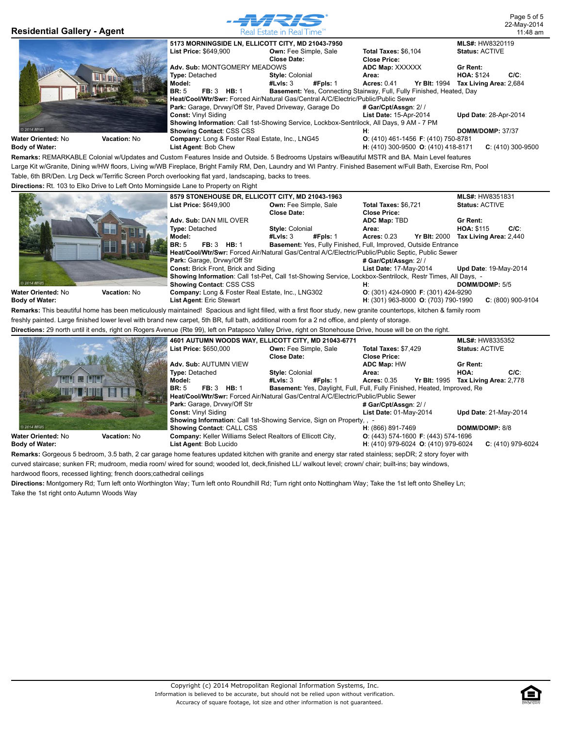# Residential Gallery - Agent

MRIS Real Estate in Real Time™

22-May-2014
11:48 am

---

**5173 MORNINGSIDE LN, ELLICOTT CITY, MD 21043-7950** | **MLS#:** HW8320119

**List Price:** $649,900 | **Own:** Fee Simple, Sale | **Total Taxes:** $6,104 | **Status:** ACTIVE
**Close Date:** | **Close Price:**
**Adv. Sub:** MONTGOMERY MEADOWS | **ADC Map:** XXXXXX | **Gr Rent:**
**Type:** Detached | **Style:** Colonial | **Area:** | **HOA:** $124 | **C/C:**
**Model:** | **#Lvls:** 3 | **#Fpls:** 1 | **Acres:** 0.41 | **Yr Blt:** 1994 | **Tax Living Area:** 2,684
**BR:** 5 | **FB:** 3 | **HB:** 1 | **Basement:** Yes, Connecting Stairway, Full, Fully Finished, Heated, Day
**Heat/Cool/Wtr/Swr:** Forced Air/Natural Gas/Central A/C/Electric/Public/Public Sewer
**Park:** Garage, Drvwy/Off Str, Paved Driveway, Garage Do | **# Gar/Cpt/Assgn:** 2/ /
**Const:** Vinyl Siding | **List Date:** 15-Apr-2014 | **Upd Date:** 28-Apr-2014
**Showing Information:** Call 1st-Showing Service, Lockbox-Sentrilock, All Days, 9 AM - 7 PM
**Showing Contact:** CSS CSS | **H:** | **DOMM/DOMP:** 37/37
**Water Oriented:** No | **Vacation:** No | **Company:** Long & Foster Real Estate, Inc., LNG45 | **O:** (410) 461-1456 **F:** (410) 750-8781
**Body of Water:** | **List Agent:** Bob Chew | **H:** (410) 300-9500 **O:** (410) 418-8171 **C:** (410) 300-9500

**Remarks:** REMARKABLE Colonial w/Updates and Custom Features Inside and Outside. 5 Bedrooms Upstairs w/Beautiful MSTR and BA. Main Level features Large Kit w/Granite, Dining w/HW floors, Living w/WB Fireplace, Bright Family RM, Den, Laundry and WI Pantry. Finished Basement w/Full Bath, Exercise Rm, Pool Table, 6th BR/Den. Lrg Deck w/Terrific Screen Porch overlooking flat yard, landscaping, backs to trees.

**Directions:** Rt. 103 to Elko Drive to Left Onto Morningside Lane to Property on Right

---

**8579 STONEHOUSE DR, ELLICOTT CITY, MD 21043-1963** | **MLS#:** HW8351831

**List Price:** $649,900 | **Own:** Fee Simple, Sale | **Total Taxes:** $6,721 | **Status:** ACTIVE
**Close Date:** | **Close Price:**
**Adv. Sub:** DAN MIL OVER | **ADC Map:** TBD | **Gr Rent:**
**Type:** Detached | **Style:** Colonial | **Area:** | **HOA:** $115 | **C/C:**
**Model:** | **#Lvls:** 3 | **#Fpls:** 3 | **Acres:** 0.23 | **Yr Blt:** 2000 | **Tax Living Area:** 2,440
**BR:** 5 | **FB:** 3 | **HB:** 1 | **Basement:** Yes, Fully Finished, Full, Improved, Outside Entrance
**Heat/Cool/Wtr/Swr:** Forced Air/Natural Gas/Central A/C/Electric/Public/Public Septic, Public Sewer
**Park:** Garage, Drvwy/Off Str | **# Gar/Cpt/Assgn:** 2/ /
**Const:** Brick Front, Brick and Siding | **List Date:** 17-May-2014 | **Upd Date:** 19-May-2014
**Showing Information:** Call 1st-Pet, Call 1st-Showing Service, Lockbox-Sentrilock, Restr Times, All Days, -
**Showing Contact:** CSS CSS | **H:** | **DOMM/DOMP:** 5/5
**Water Oriented:** No | **Vacation:** No | **Company:** Long & Foster Real Estate, Inc., LNG302 | **O:** (301) 424-0900 **F:** (301) 424-9290
**Body of Water:** | **List Agent:** Eric Stewart | **H:** (301) 963-8000 **O:** (703) 790-1990 **C:** (800) 900-9104

**Remarks:** This beautiful home has been meticulously maintained! Spacious and light filled, with a first floor study, new granite countertops, kitchen & family room freshly painted. Large finished lower level with brand new carpet, 5th BR, full bath, additional room for a 2 nd office, and plenty of storage.

**Directions:** 29 north until it ends, right on Rogers Avenue (Rte 99), left on Patapsco Valley Drive, right on Stonehouse Drive, house will be on the right.

---

**4601 AUTUMN WOODS WAY, ELLICOTT CITY, MD 21043-6771** | **MLS#:** HW8335352

**List Price:** $650,000 | **Own:** Fee Simple, Sale | **Total Taxes:** $7,429 | **Status:** ACTIVE
**Close Date:** | **Close Price:**
**Adv. Sub:** AUTUMN VIEW | **ADC Map:** HW | **Gr Rent:**
**Type:** Detached | **Style:** Colonial | **Area:** | **HOA:** | **C/C:**
**Model:** | **#Lvls:** 3 | **#Fpls:** 1 | **Acres:** 0.35 | **Yr Blt:** 1995 | **Tax Living Area:** 2,778
**BR:** 5 | **FB:** 3 | **HB:** 1 | **Basement:** Yes, Daylight, Full, Full, Fully Finished, Heated, Improved, Re
**Heat/Cool/Wtr/Swr:** Forced Air/Natural Gas/Central A/C/Electric/Public/Public Sewer
**Park:** Garage, Drvwy/Off Str | **# Gar/Cpt/Assgn:** 2/ /
**Const:** Vinyl Siding | **List Date:** 01-May-2014 | **Upd Date:** 21-May-2014
**Showing Information:** Call 1st-Showing Service, Sign on Property, , -
**Showing Contact:** CALL CSS | **H:** (866) 891-7469 | **DOMM/DOMP:** 8/8
**Water Oriented:** No | **Vacation:** No | **Company:** Keller Williams Select Realtors of Ellicott City, | **O:** (443) 574-1600 **F:** (443) 574-1696
**Body of Water:** | **List Agent:** Bob Lucido | **H:** (410) 979-6024 **O:** (410) 979-6024 **C:** (410) 979-6024

**Remarks:** Gorgeous 5 bedroom, 3.5 bath, 2 car garage home features updated kitchen with granite and energy star rated stainless; sepDR; 2 story foyer with curved staircase; sunken FR; mudroom, media room/ wired for sound; wooded lot, deck,finished LL/ walkout level; crown/ chair; built-ins; bay windows, hardwood floors, recessed lighting; french doors;cathedral ceilings

**Directions:** Montgomery Rd; Turn left onto Worthington Way; Turn left onto Roundhill Rd; Turn right onto Nottingham Way; Take the 1st left onto Shelley Ln; Take the 1st right onto Autumn Woods Way

---

Copyright (c) 2014 Metropolitan Regional Information Systems, Inc.
Information is believed to be accurate, but should not be relied upon without verification.
Accuracy of square footage, lot size and other information is not guaranteed.